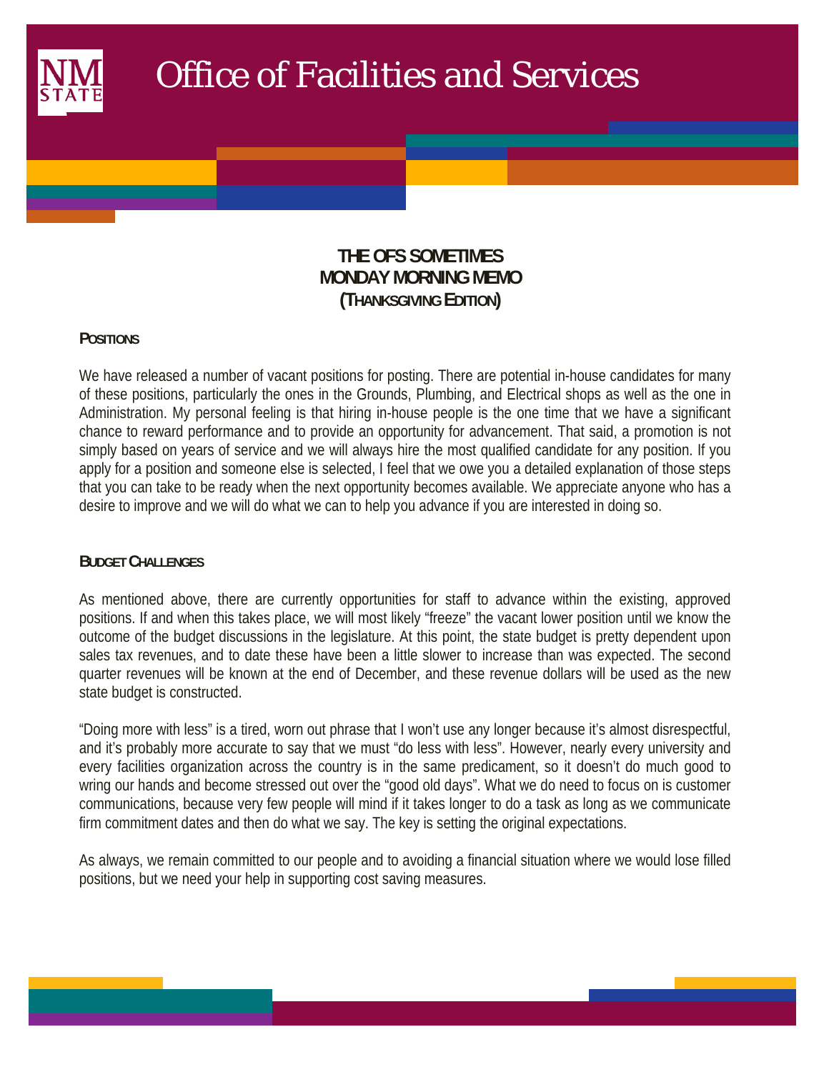# Office of Facilities and Services

## THE OFS SOMETIMES MONDAY MORNING MEMO (THANKSGIVING EDITION)

### POSITIONS

We have released a number of vacant positions for posting. There are potential in-house candidates for many of these positions, particularly the ones in the Grounds, Plumbing, and Electrical shops as well as the one in Administration. My personal feeling is that hiring in-house people is the one time that we have a significant chance to reward performance and to provide an opportunity for advancement. That said, a promotion is not simply based on years of service and we will always hire the most qualified candidate for any position. If you apply for a position and someone else is selected, I feel that we owe you a detailed explanation of those steps that you can take to be ready when the next opportunity becomes available. We appreciate anyone who has a desire to improve and we will do what we can to help you advance if you are interested in doing so.

### BUDGET CHALLENGES

As mentioned above, there are currently opportunities for staff to advance within the existing, approved positions. If and when this takes place, we will most likely "freeze" the vacant lower position until we know the outcome of the budget discussions in the legislature. At this point, the state budget is pretty dependent upon sales tax revenues, and to date these have been a little slower to increase than was expected. The second quarter revenues will be known at the end of December, and these revenue dollars will be used as the new state budget is constructed.

"Doing more with less" is a tired, worn out phrase that I won't use any longer because it's almost disrespectful, and it's probably more accurate to say that we must "do less with less". However, nearly every university and every facilities organization across the country is in the same predicament, so it doesn't do much good to wring our hands and become stressed out over the "good old days". What we do need to focus on is customer communications, because very few people will mind if it takes longer to do a task as long as we communicate firm commitment dates and then do what we say. The key is setting the original expectations.

As always, we remain committed to our people and to avoiding a financial situation where we would lose filled positions, but we need your help in supporting cost saving measures.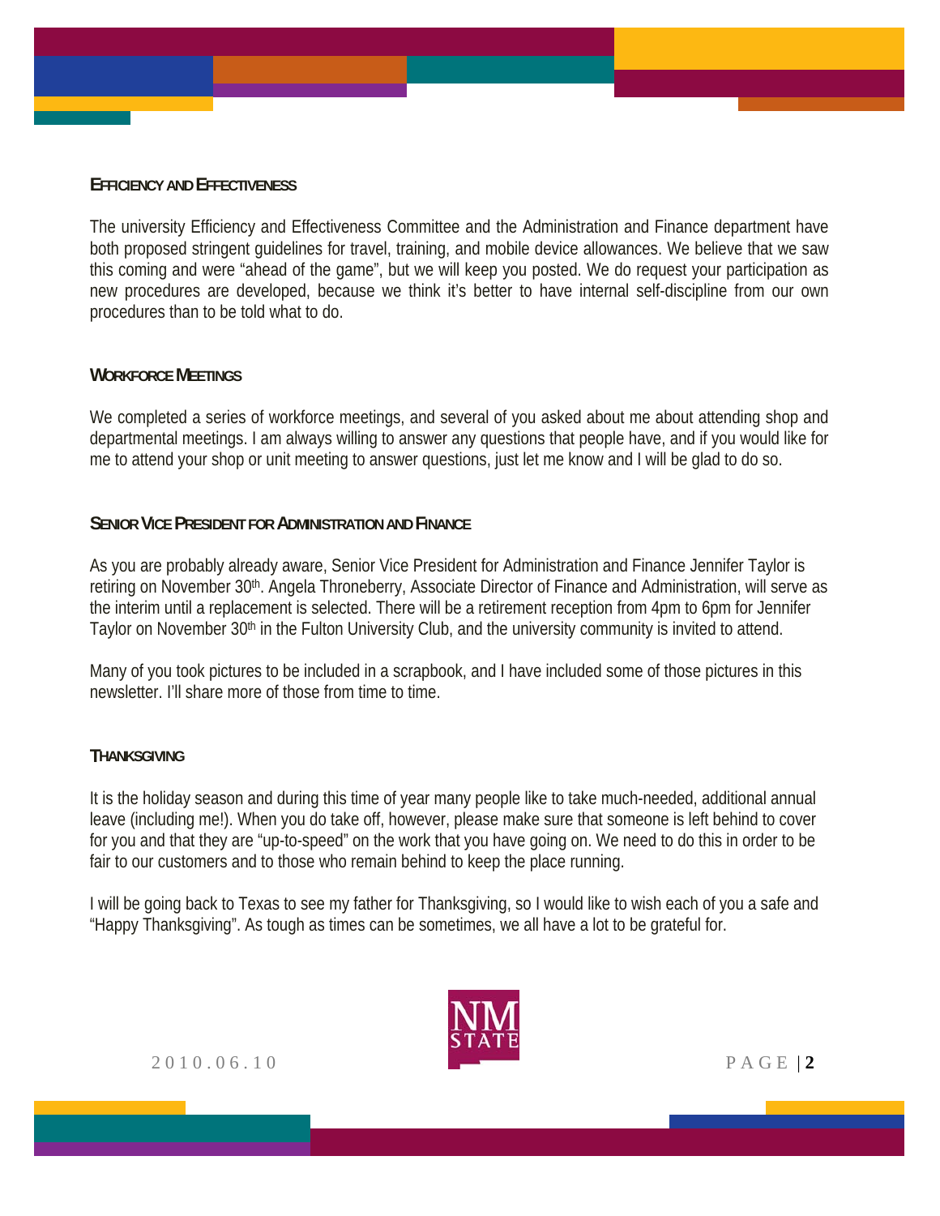## Efficiency and Effectiveness

The university Efficiency and Effectiveness Committee and the Administration and Finance department have both proposed stringent guidelines for travel, training, and mobile device allowances. We believe that we saw this coming and were "ahead of the game", but we will keep you posted. We do request your participation as new procedures are developed, because we think it's better to have internal self-discipline from our own procedures than to be told what to do.

## Workforce Meetings

We completed a series of workforce meetings, and several of you asked about me about attending shop and departmental meetings. I am always willing to answer any questions that people have, and if you would like for me to attend your shop or unit meeting to answer questions, just let me know and I will be glad to do so.

## Senior Vice President for Administration and Finance

As you are probably already aware, Senior Vice President for Administration and Finance Jennifer Taylor is retiring on November 30th. Angela Throneberry, Associate Director of Finance and Administration, will serve as the interim until a replacement is selected. There will be a retirement reception from 4pm to 6pm for Jennifer Taylor on November 30th in the Fulton University Club, and the university community is invited to attend.

Many of you took pictures to be included in a scrapbook, and I have included some of those pictures in this newsletter. I'll share more of those from time to time.

## Thanksgiving

It is the holiday season and during this time of year many people like to take much-needed, additional annual leave (including me!). When you do take off, however, please make sure that someone is left behind to cover for you and that they are "up-to-speed" on the work that you have going on. We need to do this in order to be fair to our customers and to those who remain behind to keep the place running.

I will be going back to Texas to see my father for Thanksgiving, so I would like to wish each of you a safe and "Happy Thanksgiving". As tough as times can be sometimes, we all have a lot to be grateful for.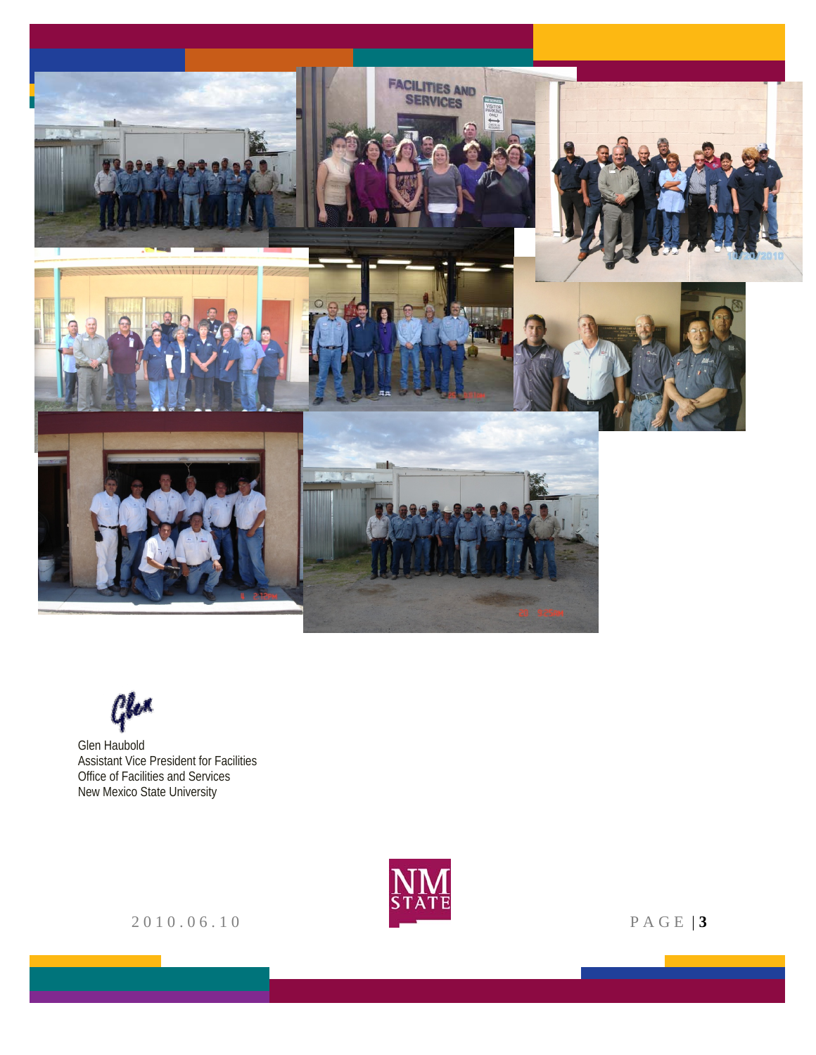Glen

Glen Haubold
Assistant Vice President for Facilities
Office of Facilities and Services
New Mexico State University

2010.06.10